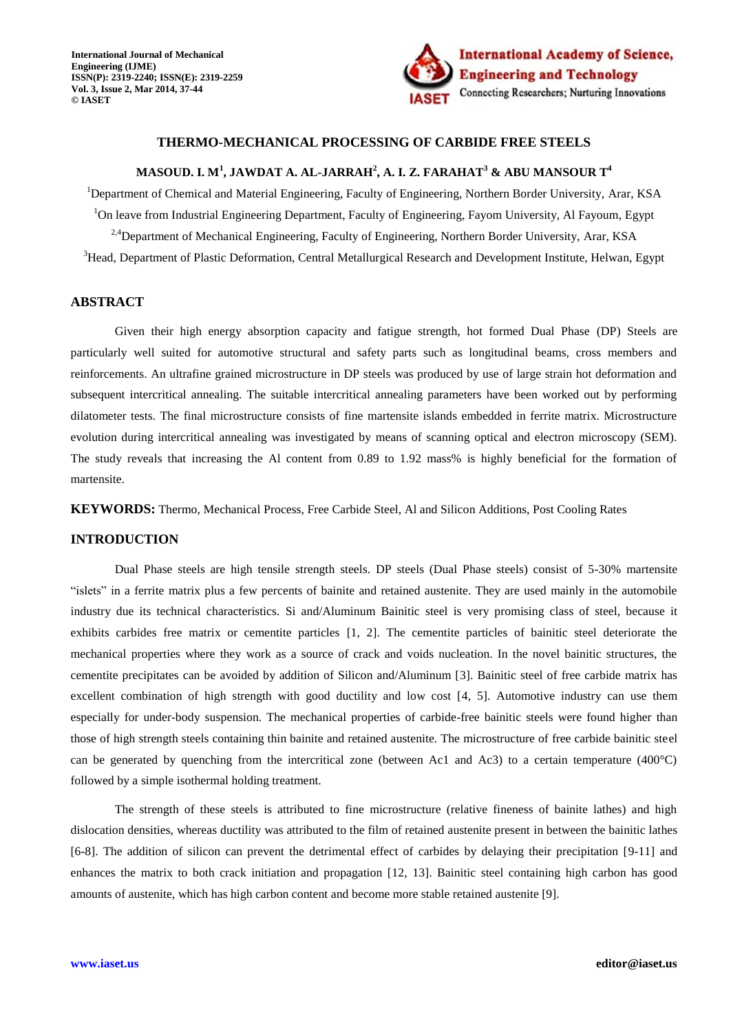# THERMO-MECHANICAL PROCESSING OF CARBIDE FREE STEELS

**MASOUD. I. M[1], JAWDAT A. AL-JARRAH[2], A. I. Z. FARAHAT[3] & ABU MANSOUR T[4]**

[1]Department of Chemical and Material Engineering, Faculty of Engineering, Northern Border University, Arar, KSA

[1]On leave from Industrial Engineering Department, Faculty of Engineering, Fayom University, Al Fayoum, Egypt

[2,4]Department of Mechanical Engineering, Faculty of Engineering, Northern Border University, Arar, KSA

[3]Head, Department of Plastic Deformation, Central Metallurgical Research and Development Institute, Helwan, Egypt

## ABSTRACT

Given their high energy absorption capacity and fatigue strength, hot formed Dual Phase (DP) Steels are particularly well suited for automotive structural and safety parts such as longitudinal beams, cross members and reinforcements. An ultrafine grained microstructure in DP steels was produced by use of large strain hot deformation and subsequent intercritical annealing. The suitable intercritical annealing parameters have been worked out by performing dilatometer tests. The final microstructure consists of fine martensite islands embedded in ferrite matrix. Microstructure evolution during intercritical annealing was investigated by means of scanning optical and electron microscopy (SEM). The study reveals that increasing the Al content from 0.89 to 1.92 mass% is highly beneficial for the formation of martensite.

**KEYWORDS:** Thermo, Mechanical Process, Free Carbide Steel, Al and Silicon Additions, Post Cooling Rates

## INTRODUCTION

Dual Phase steels are high tensile strength steels. DP steels (Dual Phase steels) consist of 5-30% martensite "islets" in a ferrite matrix plus a few percents of bainite and retained austenite. They are used mainly in the automobile industry due its technical characteristics. Si and/Aluminum Bainitic steel is very promising class of steel, because it exhibits carbides free matrix or cementite particles [1, 2]. The cementite particles of bainitic steel deteriorate the mechanical properties where they work as a source of crack and voids nucleation. In the novel bainitic structures, the cementite precipitates can be avoided by addition of Silicon and/Aluminum [3]. Bainitic steel of free carbide matrix has excellent combination of high strength with good ductility and low cost [4, 5]. Automotive industry can use them especially for under-body suspension. The mechanical properties of carbide-free bainitic steels were found higher than those of high strength steels containing thin bainite and retained austenite. The microstructure of free carbide bainitic steel can be generated by quenching from the intercritical zone (between Ac1 and Ac3) to a certain temperature (400°C) followed by a simple isothermal holding treatment.

The strength of these steels is attributed to fine microstructure (relative fineness of bainite lathes) and high dislocation densities, whereas ductility was attributed to the film of retained austenite present in between the bainitic lathes [6-8]. The addition of silicon can prevent the detrimental effect of carbides by delaying their precipitation [9-11] and enhances the matrix to both crack initiation and propagation [12, 13]. Bainitic steel containing high carbon has good amounts of austenite, which has high carbon content and become more stable retained austenite [9].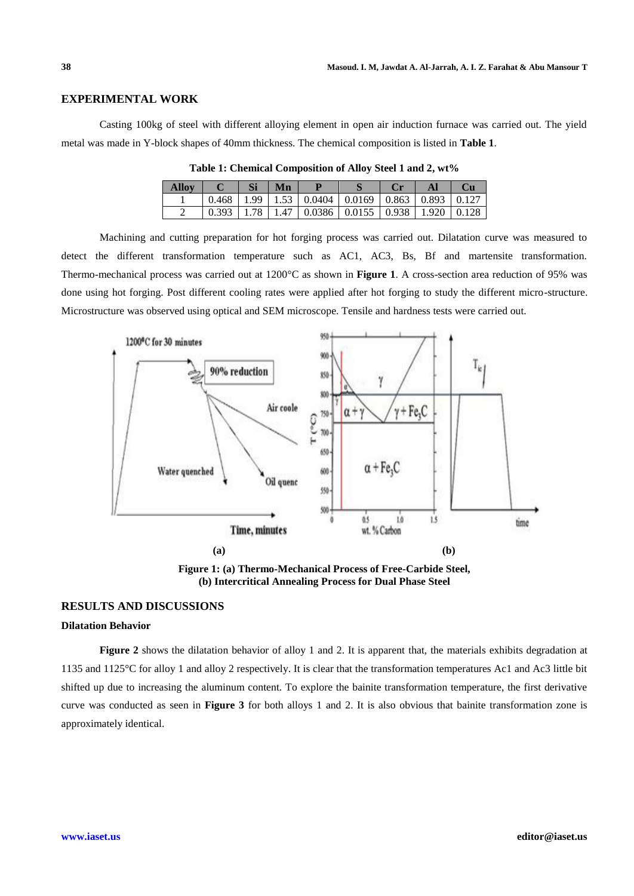## EXPERIMENTAL WORK

Casting 100kg of steel with different alloying element in open air induction furnace was carried out. The yield metal was made in Y-block shapes of 40mm thickness. The chemical composition is listed in **Table 1**.

**Table 1: Chemical Composition of Alloy Steel 1 and 2, wt%**

| Alloy | C | Si | Mn | P | S | Cr | Al | Cu |
|---|---|---|---|---|---|---|---|---|
| 1 | 0.468 | 1.99 | 1.53 | 0.0404 | 0.0169 | 0.863 | 0.893 | 0.127 |
| 2 | 0.393 | 1.78 | 1.47 | 0.0386 | 0.0155 | 0.938 | 1.920 | 0.128 |

Machining and cutting preparation for hot forging process was carried out. Dilatation curve was measured to detect the different transformation temperature such as AC1, AC3, Bs, Bf and martensite transformation. Thermo-mechanical process was carried out at 1200°C as shown in **Figure 1**. A cross-section area reduction of 95% was done using hot forging. Post different cooling rates were applied after hot forging to study the different micro-structure. Microstructure was observed using optical and SEM microscope. Tensile and hardness tests were carried out.

**(a)** **(b)**

**Figure 1: (a) Thermo-Mechanical Process of Free-Carbide Steel, (b) Intercritical Annealing Process for Dual Phase Steel**

## RESULTS AND DISCUSSIONS

### Dilatation Behavior

**Figure 2** shows the dilatation behavior of alloy 1 and 2. It is apparent that, the materials exhibits degradation at 1135 and 1125°C for alloy 1 and alloy 2 respectively. It is clear that the transformation temperatures Ac1 and Ac3 little bit shifted up due to increasing the aluminum content. To explore the bainite transformation temperature, the first derivative curve was conducted as seen in **Figure 3** for both alloys 1 and 2. It is also obvious that bainite transformation zone is approximately identical.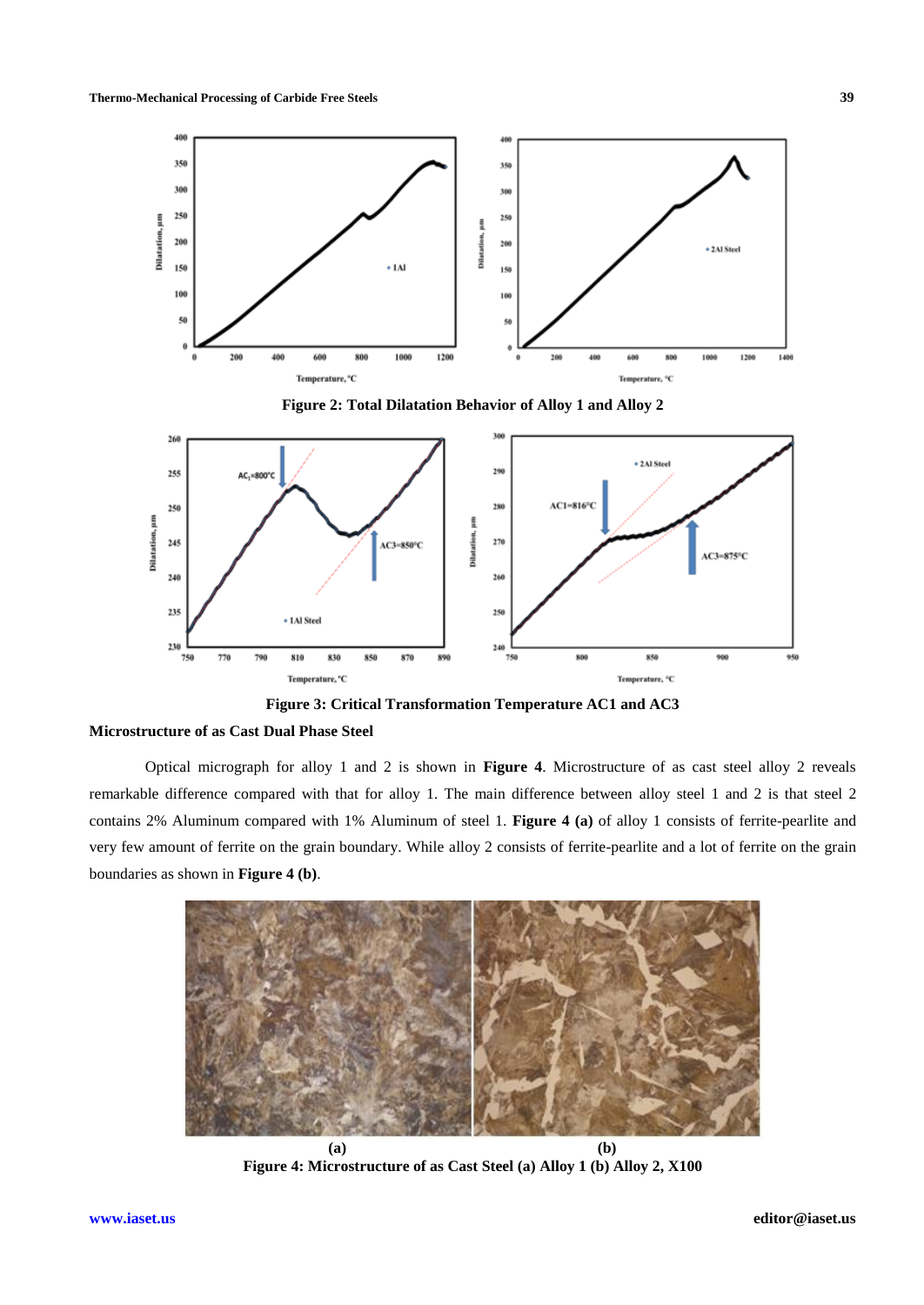Figure 2: Total Dilatation Behavior of Alloy 1 and Alloy 2

Figure 3: Critical Transformation Temperature AC1 and AC3

### Microstructure of as Cast Dual Phase Steel

Optical micrograph for alloy 1 and 2 is shown in **Figure 4**. Microstructure of as cast steel alloy 2 reveals remarkable difference compared with that for alloy 1. The main difference between alloy steel 1 and 2 is that steel 2 contains 2% Aluminum compared with 1% Aluminum of steel 1. **Figure 4 (a)** of alloy 1 consists of ferrite-pearlite and very few amount of ferrite on the grain boundary. While alloy 2 consists of ferrite-pearlite and a lot of ferrite on the grain boundaries as shown in **Figure 4 (b)**.

**(a)** **(b)**

Figure 4: Microstructure of as Cast Steel (a) Alloy 1 (b) Alloy 2, X100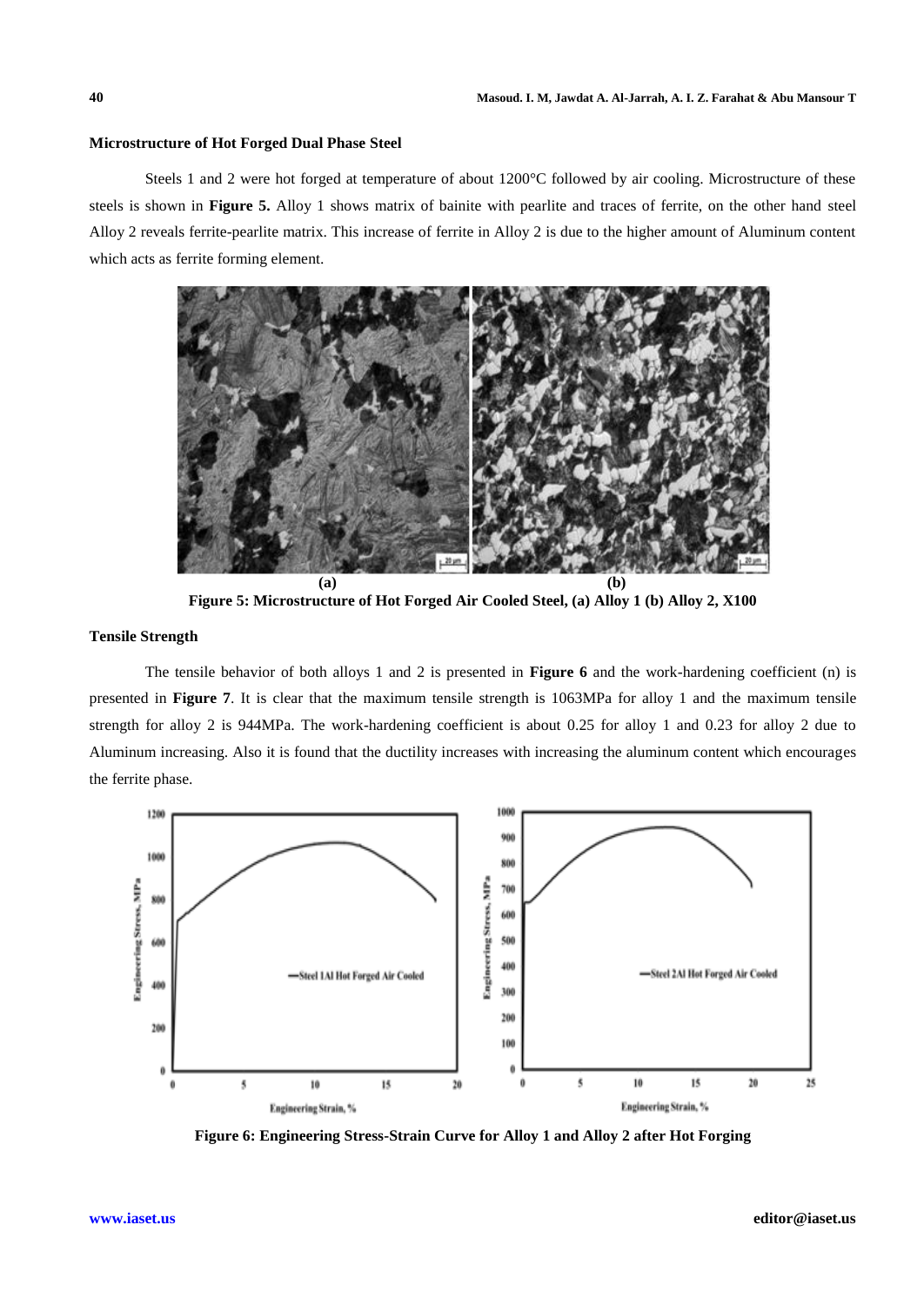### Microstructure of Hot Forged Dual Phase Steel

Steels 1 and 2 were hot forged at temperature of about 1200°C followed by air cooling. Microstructure of these steels is shown in **Figure 5.** Alloy 1 shows matrix of bainite with pearlite and traces of ferrite, on the other hand steel Alloy 2 reveals ferrite-pearlite matrix. This increase of ferrite in Alloy 2 is due to the higher amount of Aluminum content which acts as ferrite forming element.

**Figure 5: Microstructure of Hot Forged Air Cooled Steel, (a) Alloy 1 (b) Alloy 2, X100**

### Tensile Strength

The tensile behavior of both alloys 1 and 2 is presented in **Figure 6** and the work-hardening coefficient (n) is presented in **Figure 7**. It is clear that the maximum tensile strength is 1063MPa for alloy 1 and the maximum tensile strength for alloy 2 is 944MPa. The work-hardening coefficient is about 0.25 for alloy 1 and 0.23 for alloy 2 due to Aluminum increasing. Also it is found that the ductility increases with increasing the aluminum content which encourages the ferrite phase.

**Figure 6: Engineering Stress-Strain Curve for Alloy 1 and Alloy 2 after Hot Forging**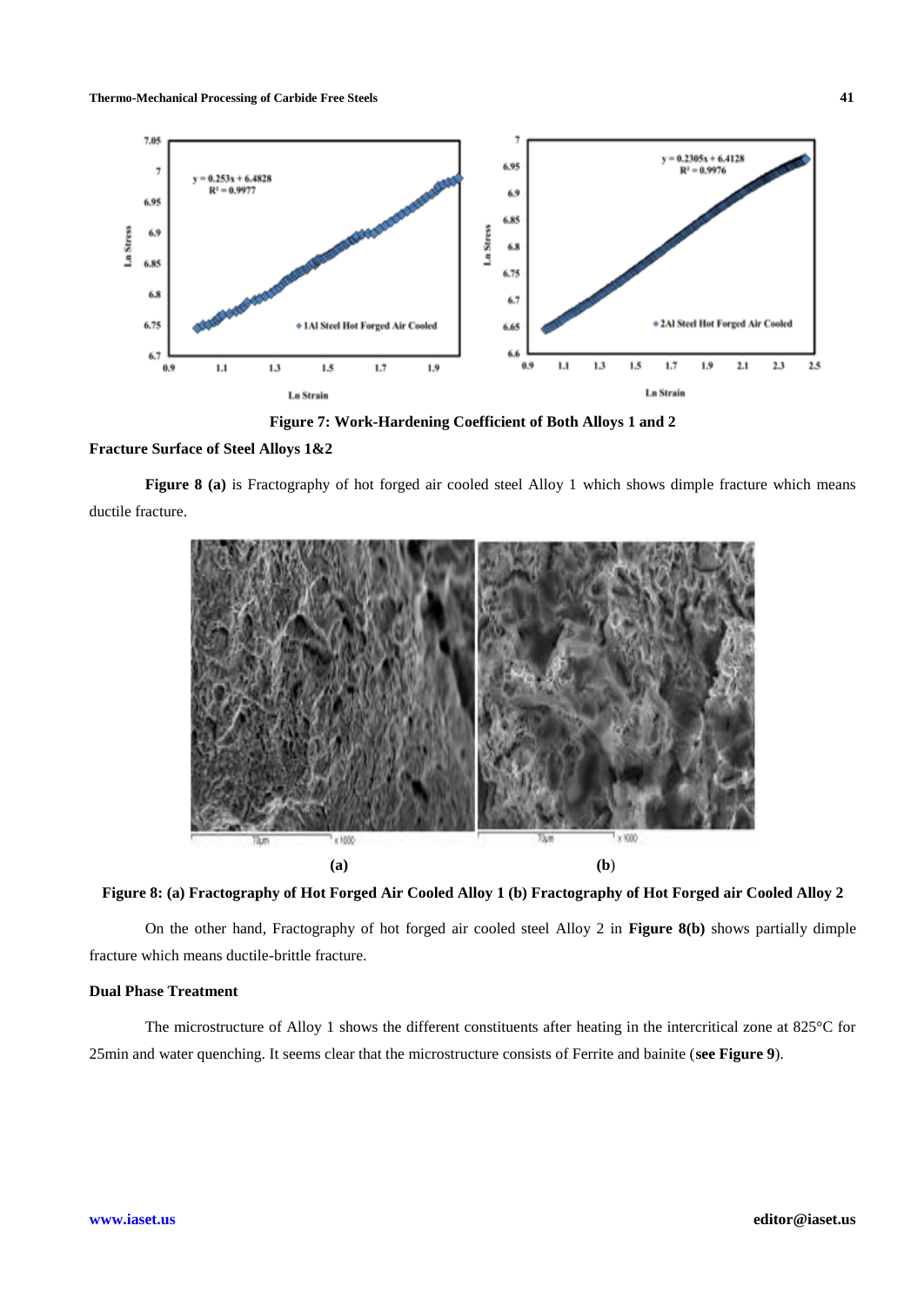**Figure 7: Work-Hardening Coefficient of Both Alloys 1 and 2**

**Fracture Surface of Steel Alloys 1&2**

**Figure 8 (a)** is Fractography of hot forged air cooled steel Alloy 1 which shows dimple fracture which means ductile fracture.

**Figure 8: (a) Fractography of Hot Forged Air Cooled Alloy 1 (b) Fractography of Hot Forged air Cooled Alloy 2**

On the other hand, Fractography of hot forged air cooled steel Alloy 2 in **Figure 8(b)** shows partially dimple fracture which means ductile-brittle fracture.

**Dual Phase Treatment**

The microstructure of Alloy 1 shows the different constituents after heating in the intercritical zone at 825°C for 25min and water quenching. It seems clear that the microstructure consists of Ferrite and bainite (**see Figure 9**).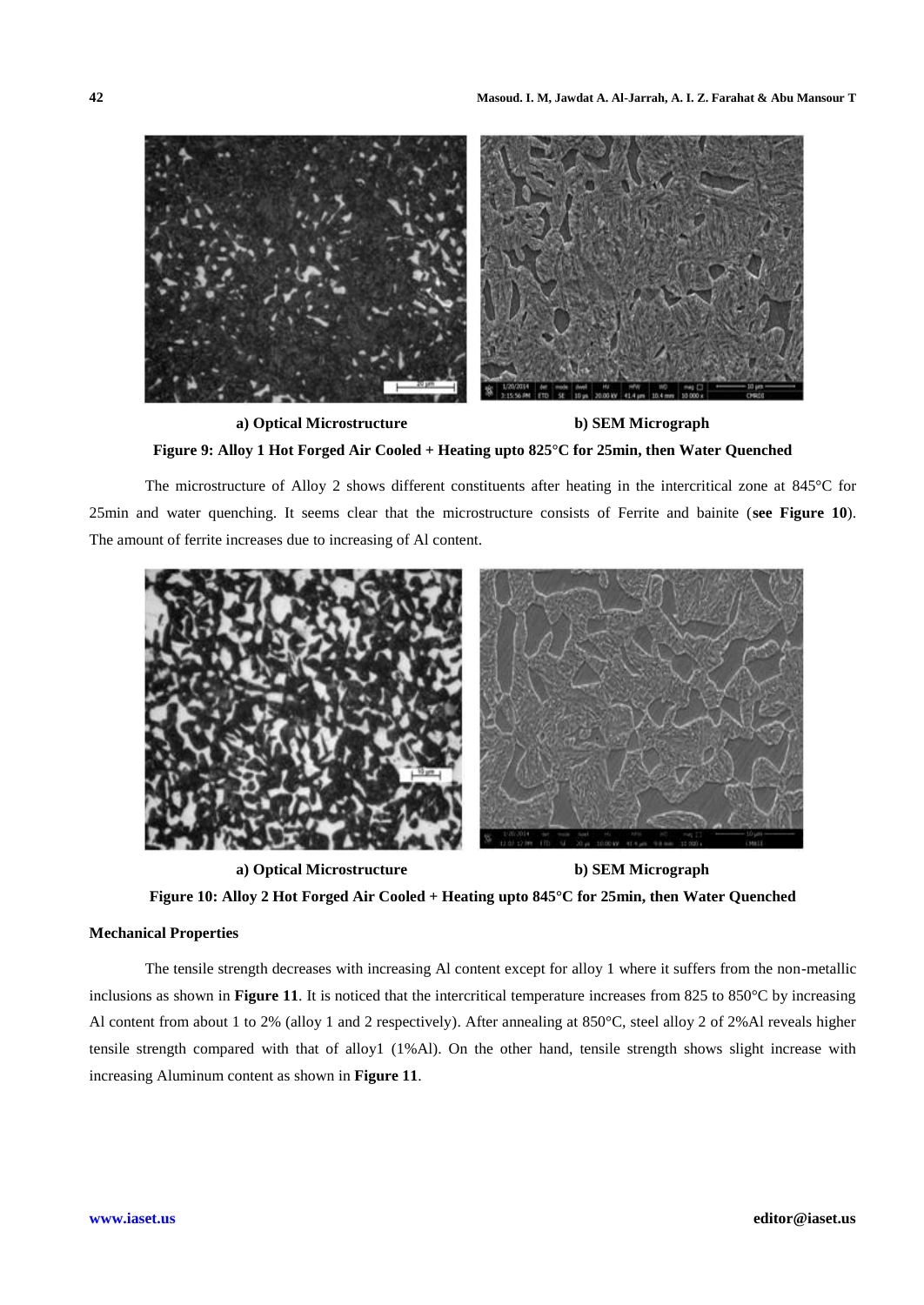a) Optical Microstructure b) SEM Micrograph

**Figure 9: Alloy 1 Hot Forged Air Cooled + Heating upto 825°C for 25min, then Water Quenched**

The microstructure of Alloy 2 shows different constituents after heating in the intercritical zone at 845°C for 25min and water quenching. It seems clear that the microstructure consists of Ferrite and bainite (**see Figure 10**). The amount of ferrite increases due to increasing of Al content.

a) Optical Microstructure b) SEM Micrograph

**Figure 10: Alloy 2 Hot Forged Air Cooled + Heating upto 845°C for 25min, then Water Quenched**

**Mechanical Properties**

The tensile strength decreases with increasing Al content except for alloy 1 where it suffers from the non-metallic inclusions as shown in **Figure 11**. It is noticed that the intercritical temperature increases from 825 to 850°C by increasing Al content from about 1 to 2% (alloy 1 and 2 respectively). After annealing at 850°C, steel alloy 2 of 2%Al reveals higher tensile strength compared with that of alloy1 (1%Al). On the other hand, tensile strength shows slight increase with increasing Aluminum content as shown in **Figure 11**.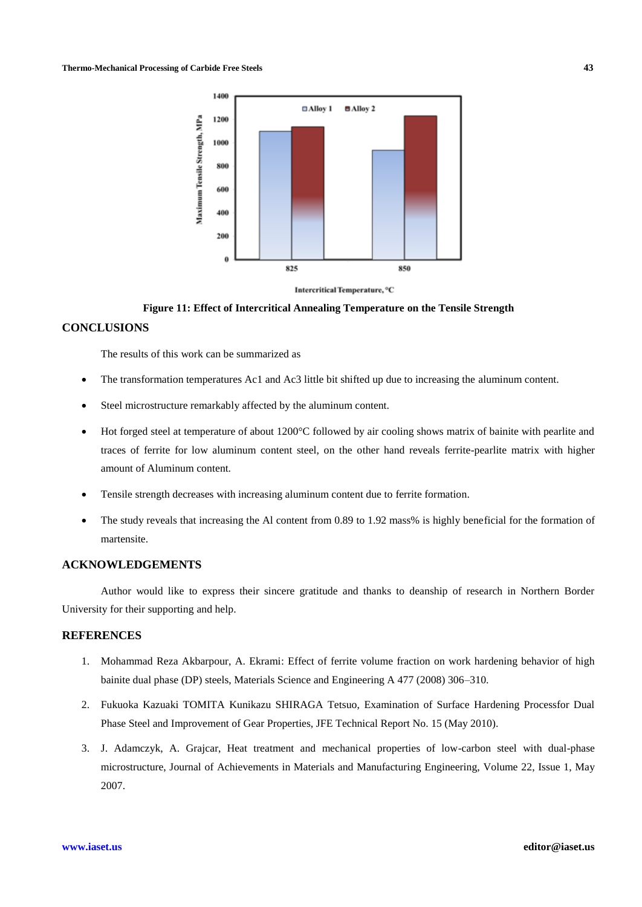Figure 11: Effect of Intercritical Annealing Temperature on the Tensile Strength

## CONCLUSIONS

The results of this work can be summarized as

- The transformation temperatures Ac1 and Ac3 little bit shifted up due to increasing the aluminum content.
- Steel microstructure remarkably affected by the aluminum content.
- Hot forged steel at temperature of about 1200°C followed by air cooling shows matrix of bainite with pearlite and traces of ferrite for low aluminum content steel, on the other hand reveals ferrite-pearlite matrix with higher amount of Aluminum content.
- Tensile strength decreases with increasing aluminum content due to ferrite formation.
- The study reveals that increasing the Al content from 0.89 to 1.92 mass% is highly beneficial for the formation of martensite.

## ACKNOWLEDGEMENTS

Author would like to express their sincere gratitude and thanks to deanship of research in Northern Border University for their supporting and help.

## REFERENCES

1. Mohammad Reza Akbarpour, A. Ekrami: Effect of ferrite volume fraction on work hardening behavior of high bainite dual phase (DP) steels, Materials Science and Engineering A 477 (2008) 306–310.
2. Fukuoka Kazuaki TOMITA Kunikazu SHIRAGA Tetsuo, Examination of Surface Hardening Processfor Dual Phase Steel and Improvement of Gear Properties, JFE Technical Report No. 15 (May 2010).
3. J. Adamczyk, A. Grajcar, Heat treatment and mechanical properties of low-carbon steel with dual-phase microstructure, Journal of Achievements in Materials and Manufacturing Engineering, Volume 22, Issue 1, May 2007.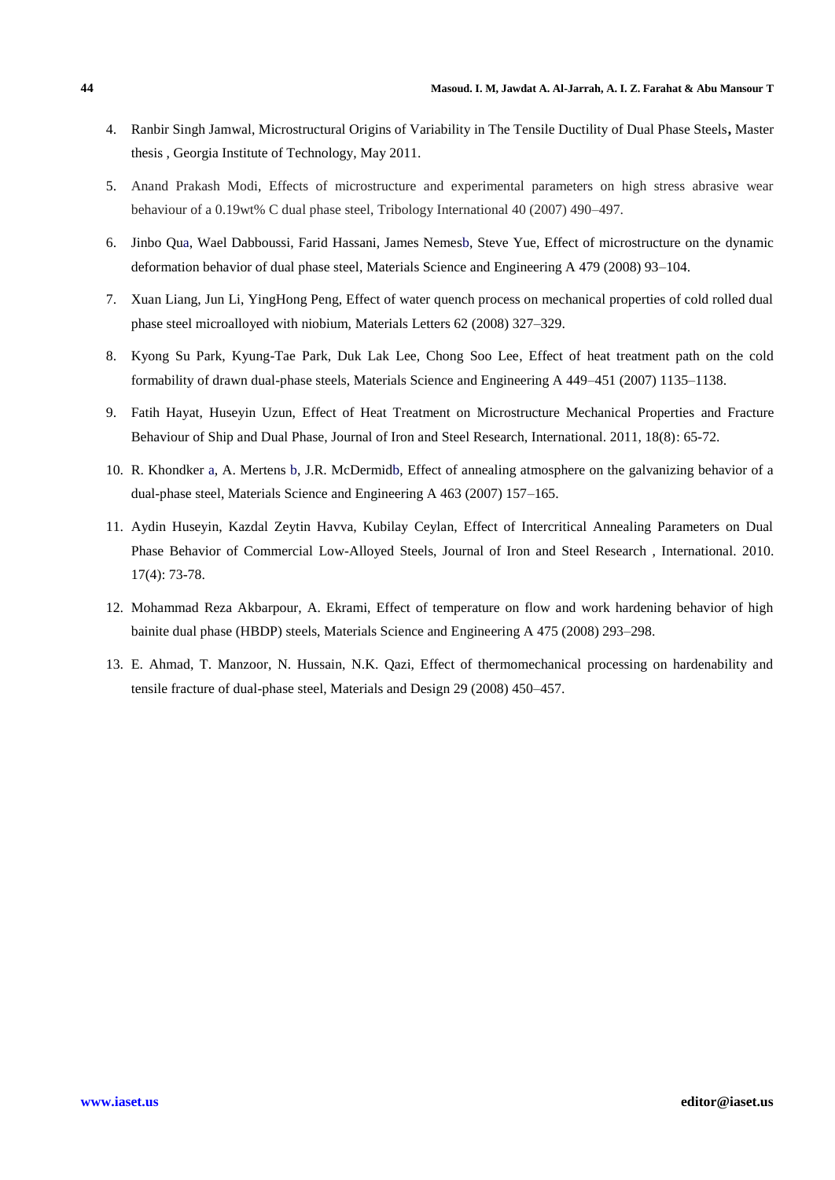4. Ranbir Singh Jamwal, Microstructural Origins of Variability in The Tensile Ductility of Dual Phase Steels**,** Master thesis , Georgia Institute of Technology, May 2011.

5. Anand Prakash Modi, Effects of microstructure and experimental parameters on high stress abrasive wear behaviour of a 0.19wt% C dual phase steel, Tribology International 40 (2007) 490–497.

6. Jinbo Qua, Wael Dabboussi, Farid Hassani, James Nemesb, Steve Yue, Effect of microstructure on the dynamic deformation behavior of dual phase steel, Materials Science and Engineering A 479 (2008) 93–104.

7. Xuan Liang, Jun Li, YingHong Peng, Effect of water quench process on mechanical properties of cold rolled dual phase steel microalloyed with niobium, Materials Letters 62 (2008) 327–329.

8. Kyong Su Park, Kyung-Tae Park, Duk Lak Lee, Chong Soo Lee, Effect of heat treatment path on the cold formability of drawn dual-phase steels, Materials Science and Engineering A 449–451 (2007) 1135–1138.

9. Fatih Hayat, Huseyin Uzun, Effect of Heat Treatment on Microstructure Mechanical Properties and Fracture Behaviour of Ship and Dual Phase, Journal of Iron and Steel Research, International. 2011, 18(8): 65-72.

10. R. Khondker a, A. Mertens b, J.R. McDermidb, Effect of annealing atmosphere on the galvanizing behavior of a dual-phase steel, Materials Science and Engineering A 463 (2007) 157–165.

11. Aydin Huseyin, Kazdal Zeytin Havva, Kubilay Ceylan, Effect of Intercritical Annealing Parameters on Dual Phase Behavior of Commercial Low-Alloyed Steels, Journal of Iron and Steel Research , International. 2010. 17(4): 73-78.

12. Mohammad Reza Akbarpour, A. Ekrami, Effect of temperature on flow and work hardening behavior of high bainite dual phase (HBDP) steels, Materials Science and Engineering A 475 (2008) 293–298.

13. E. Ahmad, T. Manzoor, N. Hussain, N.K. Qazi, Effect of thermomechanical processing on hardenability and tensile fracture of dual-phase steel, Materials and Design 29 (2008) 450–457.